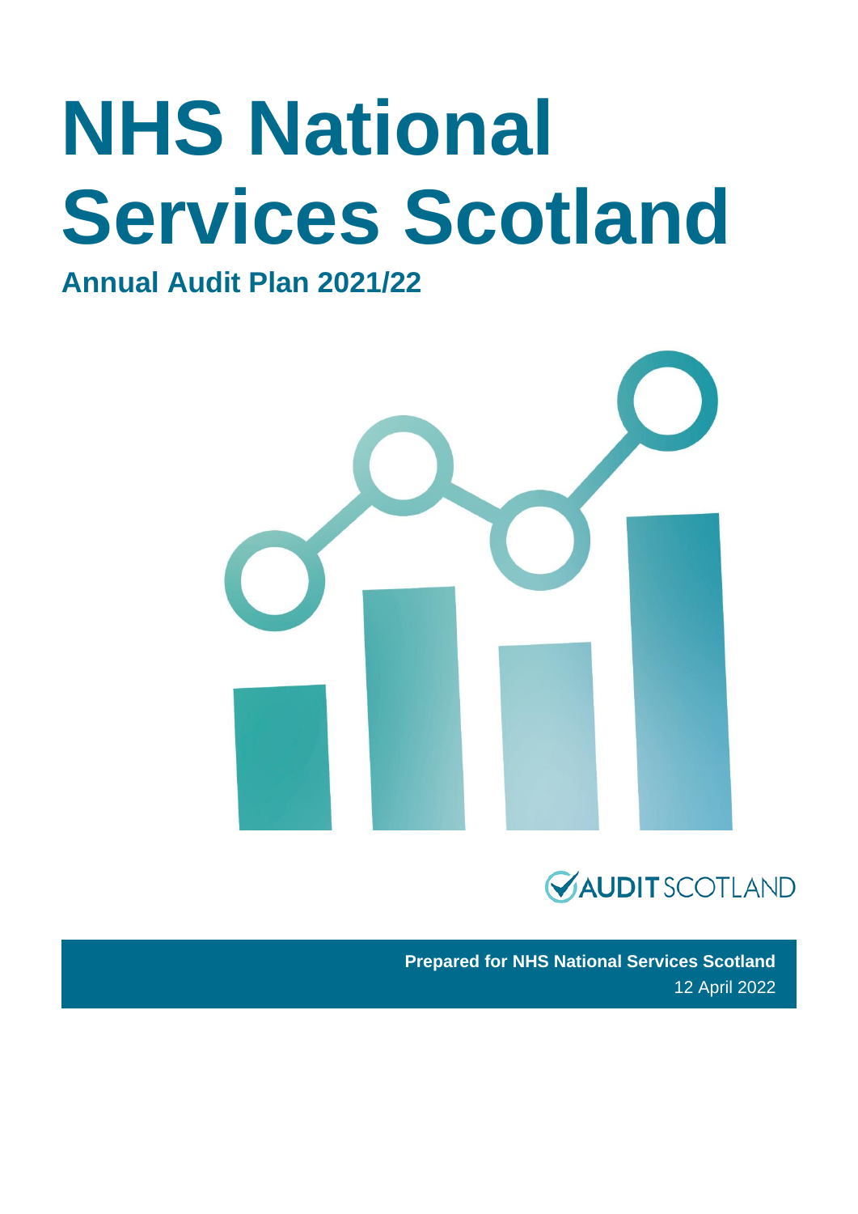# NHS National Services Scotland

## Annual Audit Plan 2021/22

AUDIT SCOTLAND

**Prepared for NHS National Services Scotland**
12 April 2022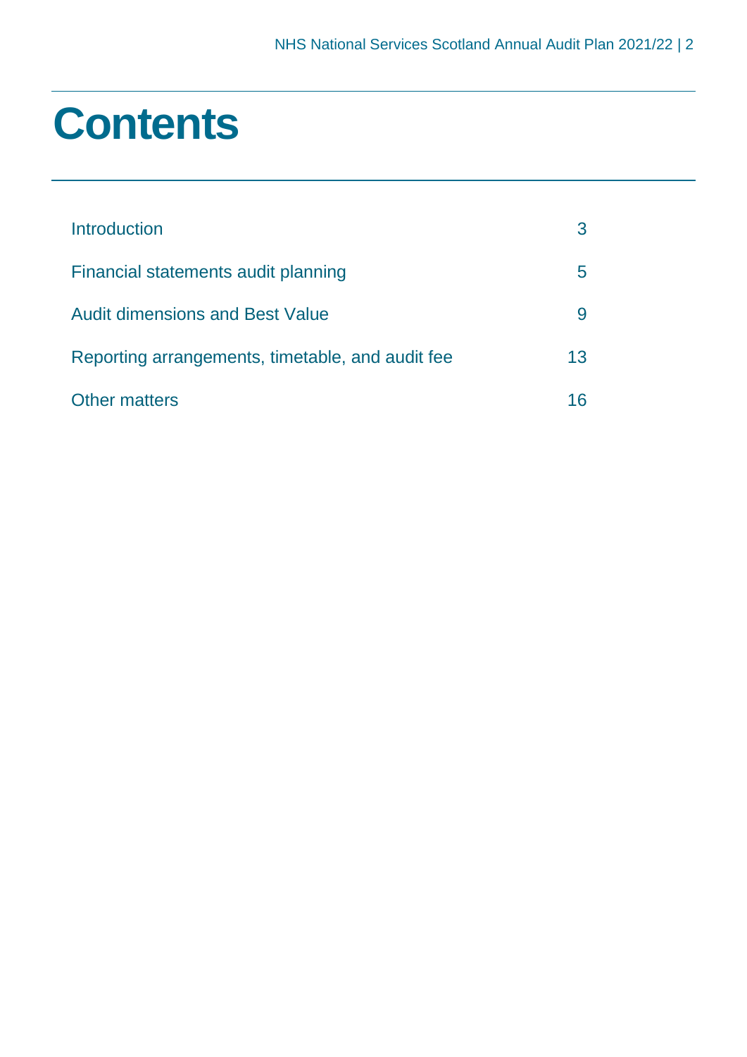# Contents

| | |
|---|---|
| Introduction | 3 |
| Financial statements audit planning | 5 |
| Audit dimensions and Best Value | 9 |
| Reporting arrangements, timetable, and audit fee | 13 |
| Other matters | 16 |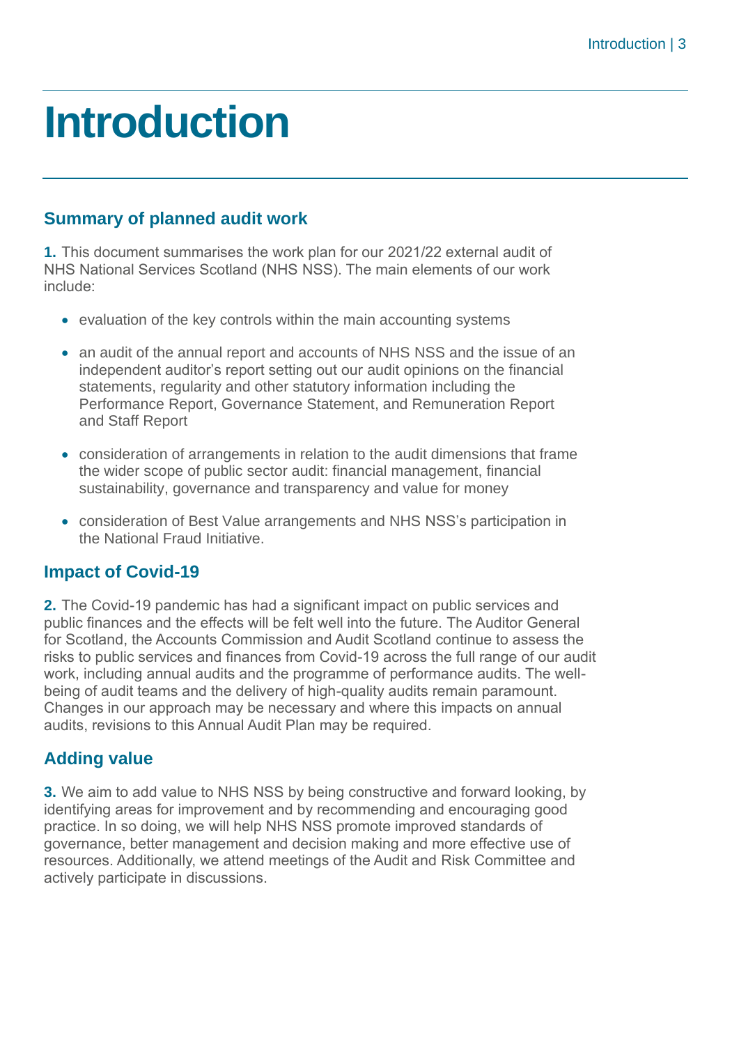# Introduction

## Summary of planned audit work

**1.** This document summarises the work plan for our 2021/22 external audit of NHS National Services Scotland (NHS NSS). The main elements of our work include:

- evaluation of the key controls within the main accounting systems
- an audit of the annual report and accounts of NHS NSS and the issue of an independent auditor's report setting out our audit opinions on the financial statements, regularity and other statutory information including the Performance Report, Governance Statement, and Remuneration Report and Staff Report
- consideration of arrangements in relation to the audit dimensions that frame the wider scope of public sector audit: financial management, financial sustainability, governance and transparency and value for money
- consideration of Best Value arrangements and NHS NSS's participation in the National Fraud Initiative.

## Impact of Covid-19

**2.** The Covid-19 pandemic has had a significant impact on public services and public finances and the effects will be felt well into the future. The Auditor General for Scotland, the Accounts Commission and Audit Scotland continue to assess the risks to public services and finances from Covid-19 across the full range of our audit work, including annual audits and the programme of performance audits. The well-being of audit teams and the delivery of high-quality audits remain paramount. Changes in our approach may be necessary and where this impacts on annual audits, revisions to this Annual Audit Plan may be required.

## Adding value

**3.** We aim to add value to NHS NSS by being constructive and forward looking, by identifying areas for improvement and by recommending and encouraging good practice. In so doing, we will help NHS NSS promote improved standards of governance, better management and decision making and more effective use of resources. Additionally, we attend meetings of the Audit and Risk Committee and actively participate in discussions.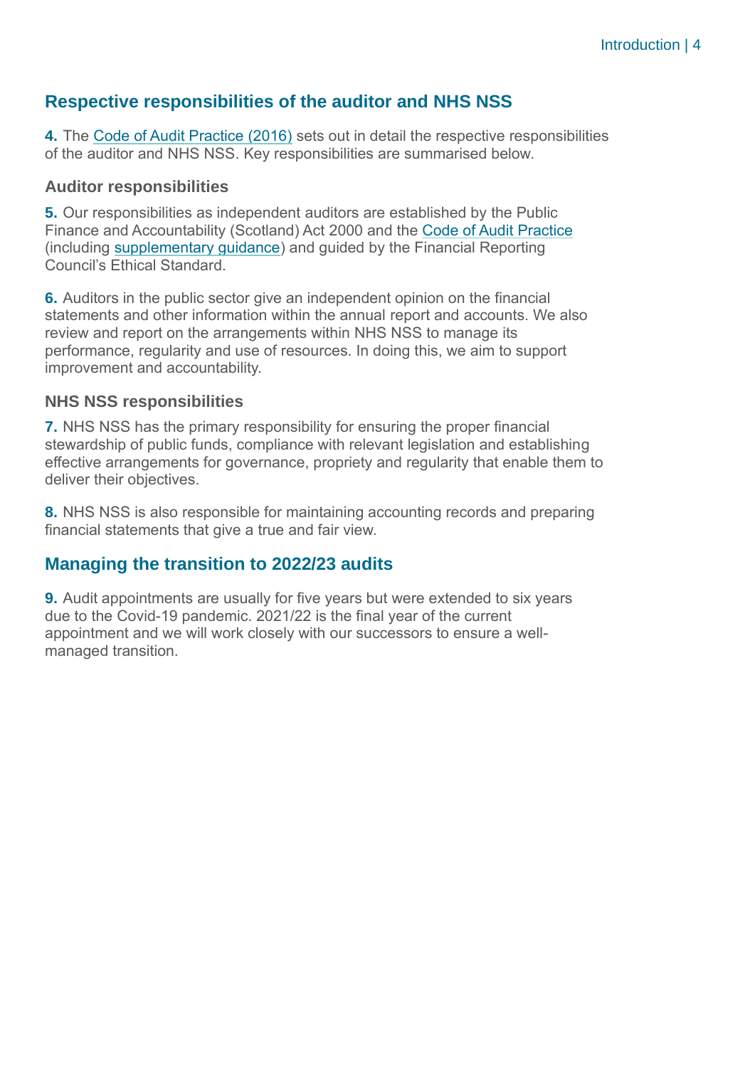## Respective responsibilities of the auditor and NHS NSS

**4.** The Code of Audit Practice (2016) sets out in detail the respective responsibilities of the auditor and NHS NSS. Key responsibilities are summarised below.

### Auditor responsibilities

**5.** Our responsibilities as independent auditors are established by the Public Finance and Accountability (Scotland) Act 2000 and the Code of Audit Practice (including supplementary guidance) and guided by the Financial Reporting Council's Ethical Standard.

**6.** Auditors in the public sector give an independent opinion on the financial statements and other information within the annual report and accounts. We also review and report on the arrangements within NHS NSS to manage its performance, regularity and use of resources. In doing this, we aim to support improvement and accountability.

### NHS NSS responsibilities

**7.** NHS NSS has the primary responsibility for ensuring the proper financial stewardship of public funds, compliance with relevant legislation and establishing effective arrangements for governance, propriety and regularity that enable them to deliver their objectives.

**8.** NHS NSS is also responsible for maintaining accounting records and preparing financial statements that give a true and fair view.

## Managing the transition to 2022/23 audits

**9.** Audit appointments are usually for five years but were extended to six years due to the Covid-19 pandemic. 2021/22 is the final year of the current appointment and we will work closely with our successors to ensure a well-managed transition.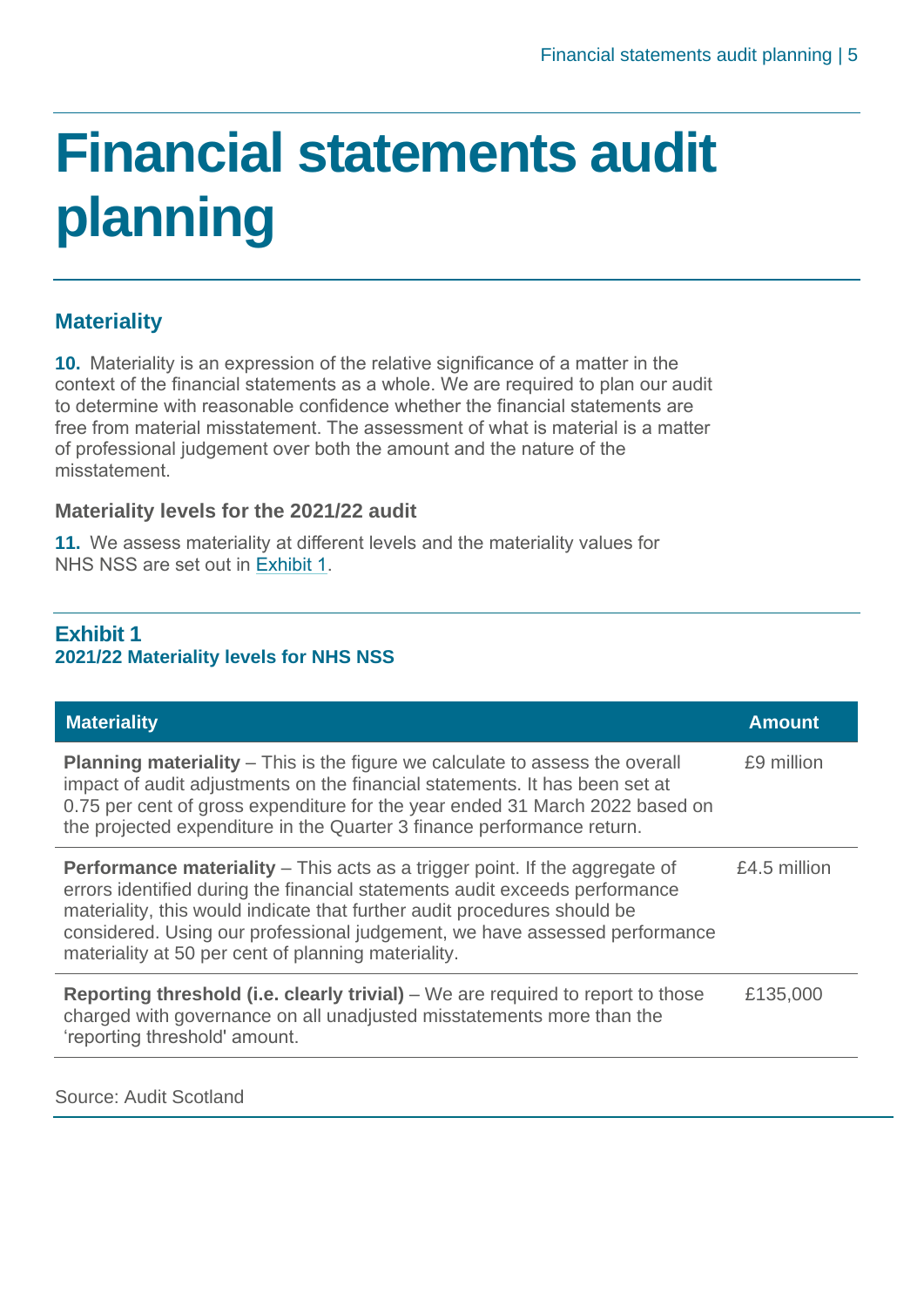# Financial statements audit planning

## Materiality

**10.** Materiality is an expression of the relative significance of a matter in the context of the financial statements as a whole. We are required to plan our audit to determine with reasonable confidence whether the financial statements are free from material misstatement. The assessment of what is material is a matter of professional judgement over both the amount and the nature of the misstatement.

### Materiality levels for the 2021/22 audit

**11.** We assess materiality at different levels and the materiality values for NHS NSS are set out in Exhibit 1.

**Exhibit 1**
**2021/22 Materiality levels for NHS NSS**

| Materiality | Amount |
|---|---|
| **Planning materiality** – This is the figure we calculate to assess the overall impact of audit adjustments on the financial statements. It has been set at 0.75 per cent of gross expenditure for the year ended 31 March 2022 based on the projected expenditure in the Quarter 3 finance performance return. | £9 million |
| **Performance materiality** – This acts as a trigger point. If the aggregate of errors identified during the financial statements audit exceeds performance materiality, this would indicate that further audit procedures should be considered. Using our professional judgement, we have assessed performance materiality at 50 per cent of planning materiality. | £4.5 million |
| **Reporting threshold (i.e. clearly trivial)** – We are required to report to those charged with governance on all unadjusted misstatements more than the 'reporting threshold' amount. | £135,000 |

Source: Audit Scotland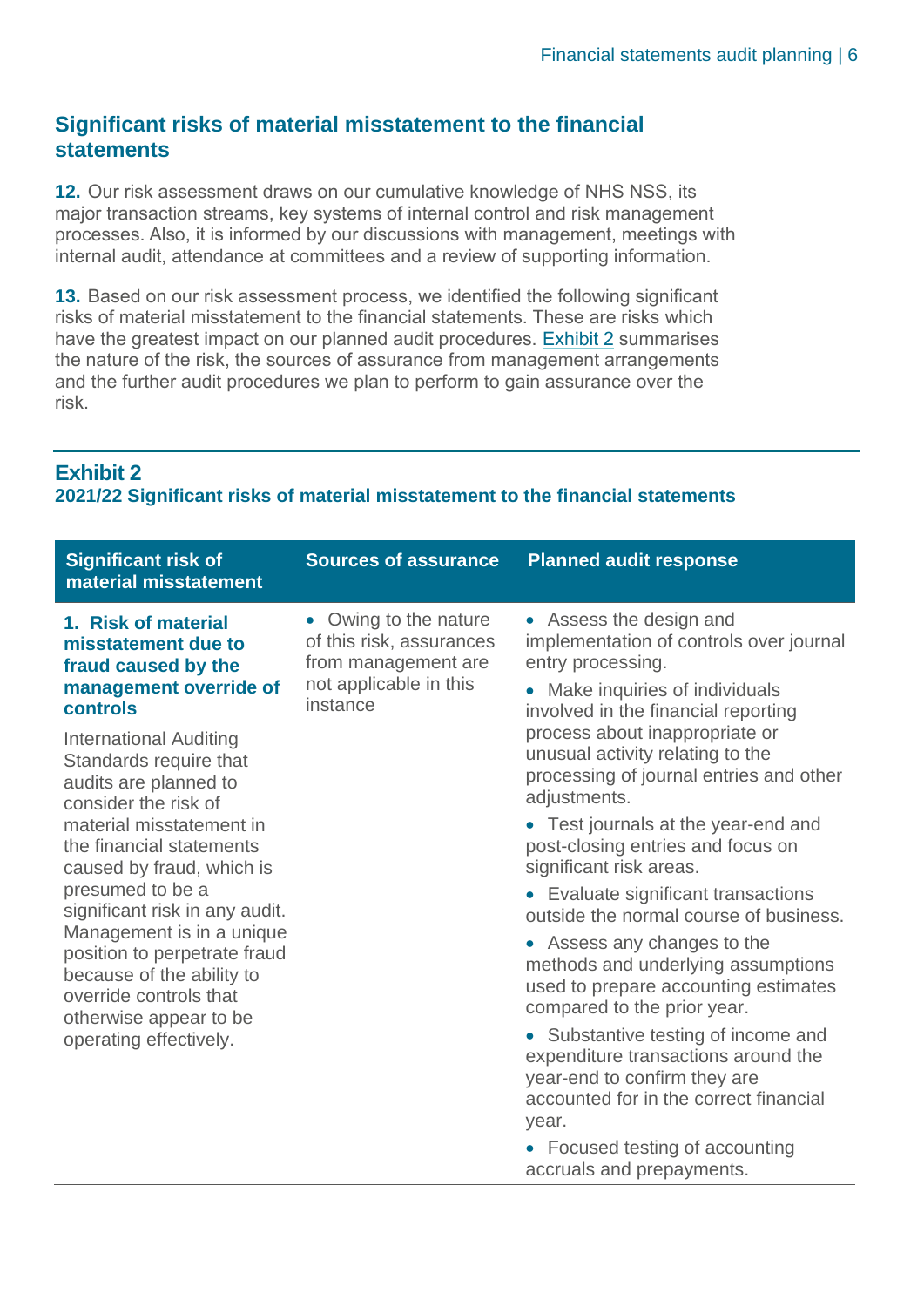## Significant risks of material misstatement to the financial statements

**12.** Our risk assessment draws on our cumulative knowledge of NHS NSS, its major transaction streams, key systems of internal control and risk management processes. Also, it is informed by our discussions with management, meetings with internal audit, attendance at committees and a review of supporting information.

**13.** Based on our risk assessment process, we identified the following significant risks of material misstatement to the financial statements. These are risks which have the greatest impact on our planned audit procedures. Exhibit 2 summarises the nature of the risk, the sources of assurance from management arrangements and the further audit procedures we plan to perform to gain assurance over the risk.

### Exhibit 2
**2021/22 Significant risks of material misstatement to the financial statements**

| Significant risk of material misstatement | Sources of assurance | Planned audit response |
| --- | --- | --- |
| **1. Risk of material misstatement due to fraud caused by the management override of controls**<br><br>International Auditing Standards require that audits are planned to consider the risk of material misstatement in the financial statements caused by fraud, which is presumed to be a significant risk in any audit. Management is in a unique position to perpetrate fraud because of the ability to override controls that otherwise appear to be operating effectively. | • Owing to the nature of this risk, assurances from management are not applicable in this instance | • Assess the design and implementation of controls over journal entry processing.<br>• Make inquiries of individuals involved in the financial reporting process about inappropriate or unusual activity relating to the processing of journal entries and other adjustments.<br>• Test journals at the year-end and post-closing entries and focus on significant risk areas.<br>• Evaluate significant transactions outside the normal course of business.<br>• Assess any changes to the methods and underlying assumptions used to prepare accounting estimates compared to the prior year.<br>• Substantive testing of income and expenditure transactions around the year-end to confirm they are accounted for in the correct financial year.<br>• Focused testing of accounting accruals and prepayments. |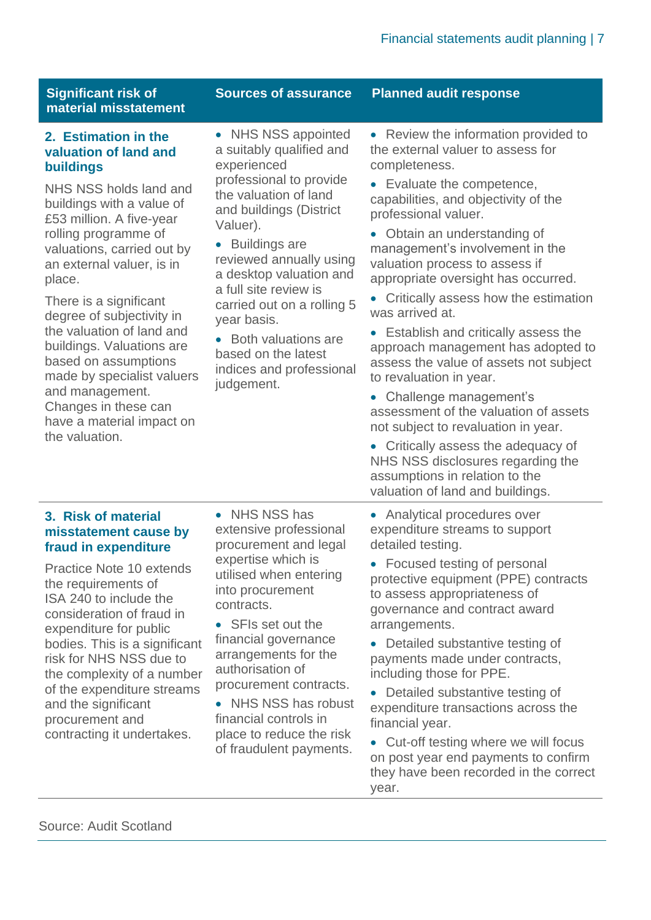| Significant risk of material misstatement | Sources of assurance | Planned audit response |
| --- | --- | --- |
| **2. Estimation in the valuation of land and buildings**<br><br>NHS NSS holds land and buildings with a value of £53 million. A five-year rolling programme of valuations, carried out by an external valuer, is in place.<br><br>There is a significant degree of subjectivity in the valuation of land and buildings. Valuations are based on assumptions made by specialist valuers and management. Changes in these can have a material impact on the valuation. | • NHS NSS appointed a suitably qualified and experienced professional to provide the valuation of land and buildings (District Valuer).<br><br>• Buildings are reviewed annually using a desktop valuation and a full site review is carried out on a rolling 5 year basis.<br><br>• Both valuations are based on the latest indices and professional judgement. | • Review the information provided to the external valuer to assess for completeness.<br><br>• Evaluate the competence, capabilities, and objectivity of the professional valuer.<br><br>• Obtain an understanding of management's involvement in the valuation process to assess if appropriate oversight has occurred.<br><br>• Critically assess how the estimation was arrived at.<br><br>• Establish and critically assess the approach management has adopted to assess the value of assets not subject to revaluation in year.<br><br>• Challenge management's assessment of the valuation of assets not subject to revaluation in year.<br><br>• Critically assess the adequacy of NHS NSS disclosures regarding the assumptions in relation to the valuation of land and buildings. |
| **3. Risk of material misstatement cause by fraud in expenditure**<br><br>Practice Note 10 extends the requirements of ISA 240 to include the consideration of fraud in expenditure for public bodies. This is a significant risk for NHS NSS due to the complexity of a number of the expenditure streams and the significant procurement and contracting it undertakes. | • NHS NSS has extensive professional procurement and legal expertise which is utilised when entering into procurement contracts.<br><br>• SFIs set out the financial governance arrangements for the authorisation of procurement contracts.<br><br>• NHS NSS has robust financial controls in place to reduce the risk of fraudulent payments. | • Analytical procedures over expenditure streams to support detailed testing.<br><br>• Focused testing of personal protective equipment (PPE) contracts to assess appropriateness of governance and contract award arrangements.<br><br>• Detailed substantive testing of payments made under contracts, including those for PPE.<br><br>• Detailed substantive testing of expenditure transactions across the financial year.<br><br>• Cut-off testing where we will focus on post year end payments to confirm they have been recorded in the correct year. |

Source: Audit Scotland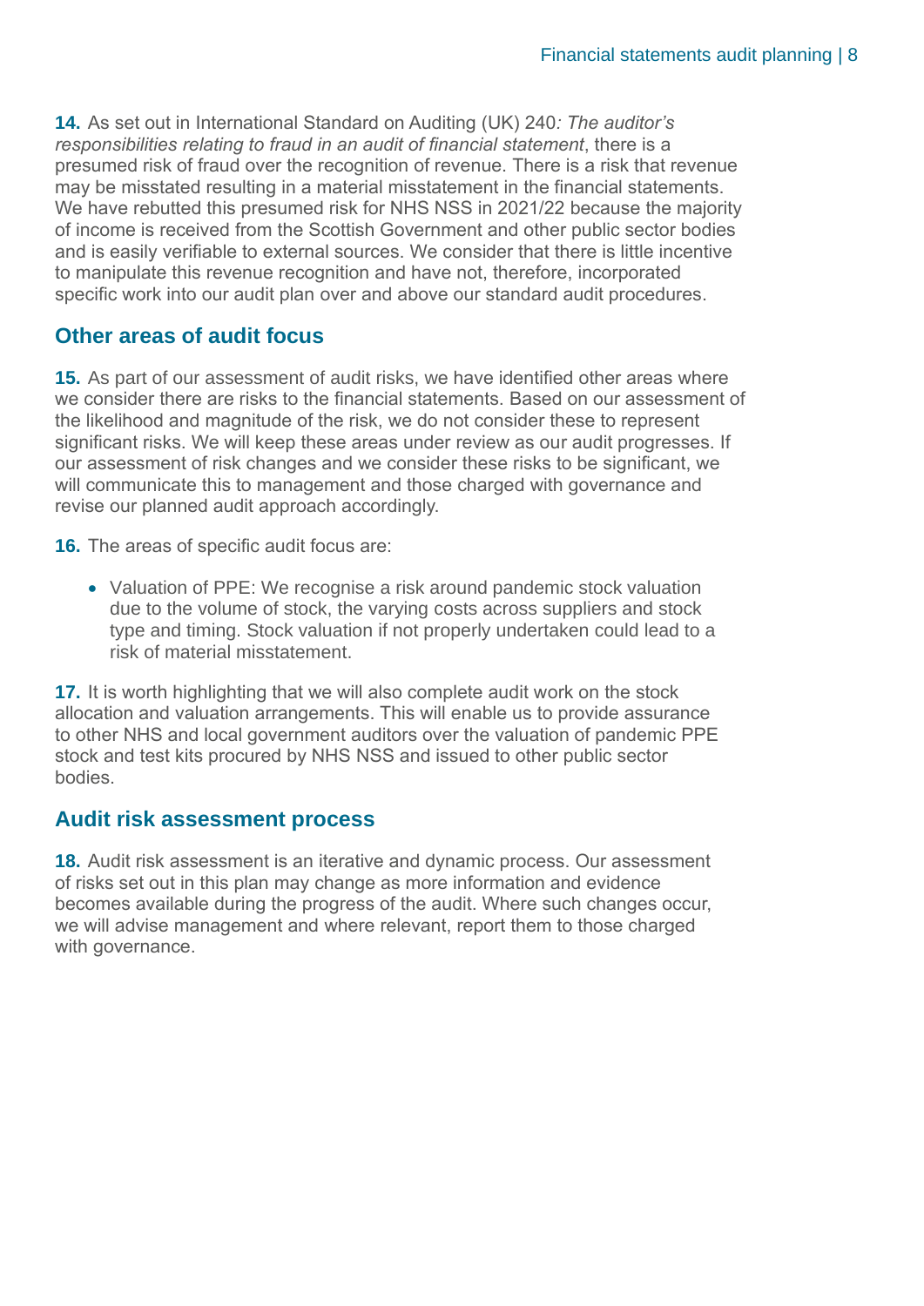**14.** As set out in International Standard on Auditing (UK) 240*: The auditor's responsibilities relating to fraud in an audit of financial statement*, there is a presumed risk of fraud over the recognition of revenue. There is a risk that revenue may be misstated resulting in a material misstatement in the financial statements. We have rebutted this presumed risk for NHS NSS in 2021/22 because the majority of income is received from the Scottish Government and other public sector bodies and is easily verifiable to external sources. We consider that there is little incentive to manipulate this revenue recognition and have not, therefore, incorporated specific work into our audit plan over and above our standard audit procedures.

## Other areas of audit focus

**15.** As part of our assessment of audit risks, we have identified other areas where we consider there are risks to the financial statements. Based on our assessment of the likelihood and magnitude of the risk, we do not consider these to represent significant risks. We will keep these areas under review as our audit progresses. If our assessment of risk changes and we consider these risks to be significant, we will communicate this to management and those charged with governance and revise our planned audit approach accordingly.

**16.** The areas of specific audit focus are:

- Valuation of PPE: We recognise a risk around pandemic stock valuation due to the volume of stock, the varying costs across suppliers and stock type and timing. Stock valuation if not properly undertaken could lead to a risk of material misstatement.

**17.** It is worth highlighting that we will also complete audit work on the stock allocation and valuation arrangements. This will enable us to provide assurance to other NHS and local government auditors over the valuation of pandemic PPE stock and test kits procured by NHS NSS and issued to other public sector bodies.

## Audit risk assessment process

**18.** Audit risk assessment is an iterative and dynamic process. Our assessment of risks set out in this plan may change as more information and evidence becomes available during the progress of the audit. Where such changes occur, we will advise management and where relevant, report them to those charged with governance.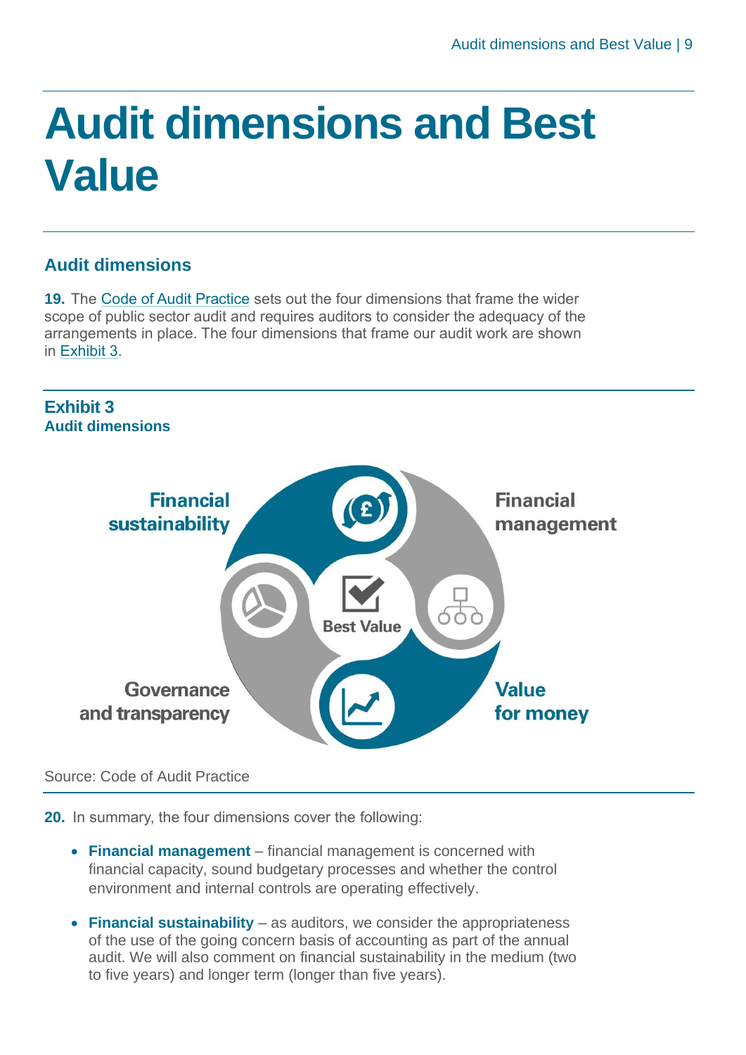# Audit dimensions and Best Value

## Audit dimensions

**19.** The Code of Audit Practice sets out the four dimensions that frame the wider scope of public sector audit and requires auditors to consider the adequacy of the arrangements in place. The four dimensions that frame our audit work are shown in Exhibit 3.

**Exhibit 3**
**Audit dimensions**

Financial sustainability

Financial management

Best Value

Governance and transparency

Value for money

Source: Code of Audit Practice

**20.** In summary, the four dimensions cover the following:

- **Financial management** – financial management is concerned with financial capacity, sound budgetary processes and whether the control environment and internal controls are operating effectively.
- **Financial sustainability** – as auditors, we consider the appropriateness of the use of the going concern basis of accounting as part of the annual audit. We will also comment on financial sustainability in the medium (two to five years) and longer term (longer than five years).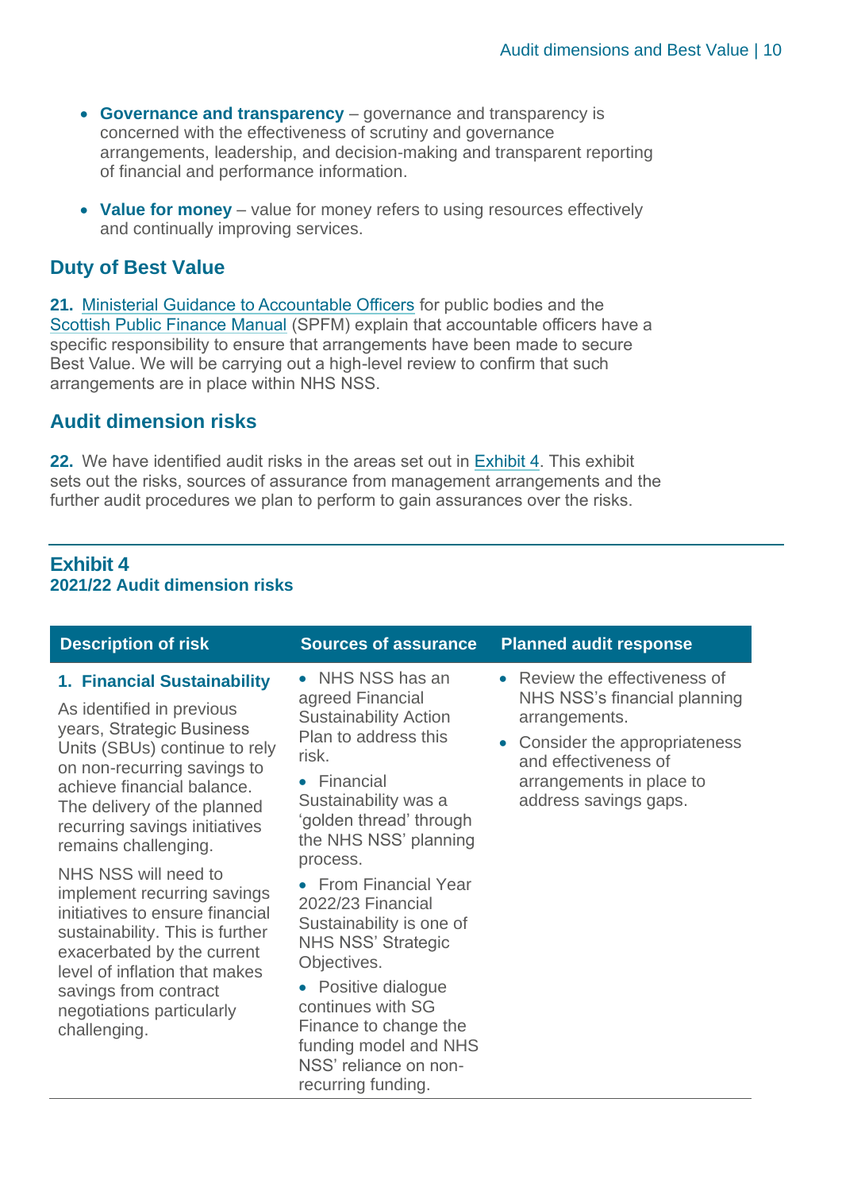- **Governance and transparency** – governance and transparency is concerned with the effectiveness of scrutiny and governance arrangements, leadership, and decision-making and transparent reporting of financial and performance information.

- **Value for money** – value for money refers to using resources effectively and continually improving services.

## Duty of Best Value

**21.** Ministerial Guidance to Accountable Officers for public bodies and the Scottish Public Finance Manual (SPFM) explain that accountable officers have a specific responsibility to ensure that arrangements have been made to secure Best Value. We will be carrying out a high-level review to confirm that such arrangements are in place within NHS NSS.

## Audit dimension risks

**22.** We have identified audit risks in the areas set out in Exhibit 4. This exhibit sets out the risks, sources of assurance from management arrangements and the further audit procedures we plan to perform to gain assurances over the risks.

**Exhibit 4**
**2021/22 Audit dimension risks**

| Description of risk | Sources of assurance | Planned audit response |
|---|---|---|
| **1. Financial Sustainability**<br><br>As identified in previous years, Strategic Business Units (SBUs) continue to rely on non-recurring savings to achieve financial balance. The delivery of the planned recurring savings initiatives remains challenging.<br><br>NHS NSS will need to implement recurring savings initiatives to ensure financial sustainability. This is further exacerbated by the current level of inflation that makes savings from contract negotiations particularly challenging. | • NHS NSS has an agreed Financial Sustainability Action Plan to address this risk.<br><br>• Financial Sustainability was a 'golden thread' through the NHS NSS' planning process.<br><br>• From Financial Year 2022/23 Financial Sustainability is one of NHS NSS' Strategic Objectives.<br><br>• Positive dialogue continues with SG Finance to change the funding model and NHS NSS' reliance on non-recurring funding. | • Review the effectiveness of NHS NSS's financial planning arrangements.<br><br>• Consider the appropriateness and effectiveness of arrangements in place to address savings gaps. |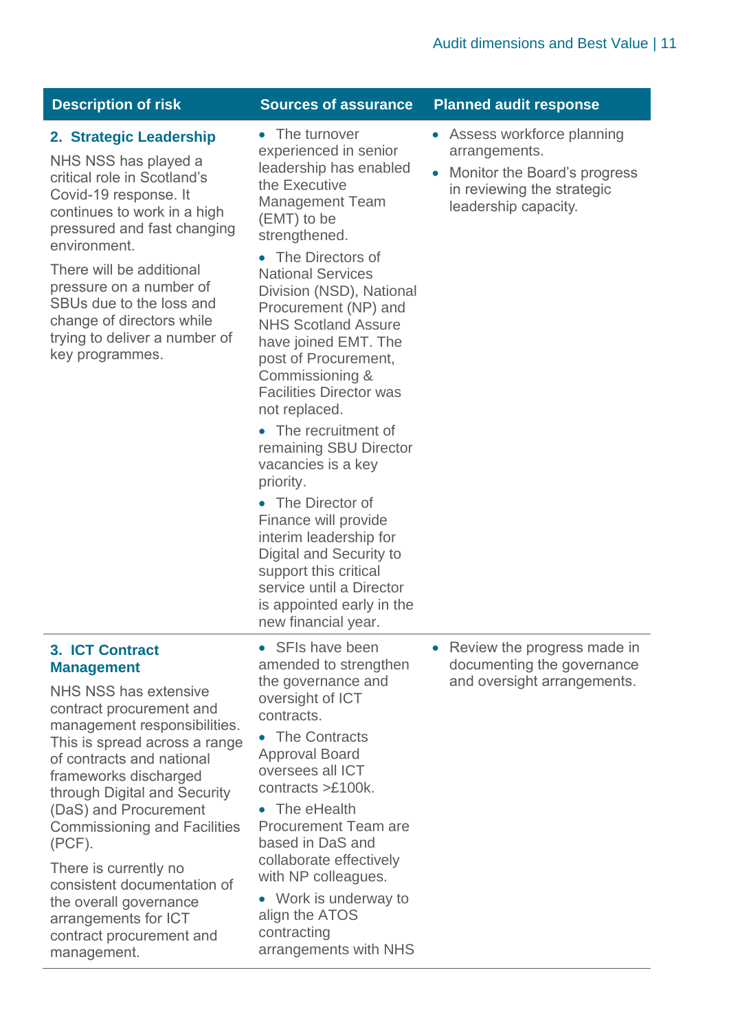| Description of risk | Sources of assurance | Planned audit response |
|---|---|---|
| **2. Strategic Leadership**<br><br>NHS NSS has played a critical role in Scotland's Covid-19 response. It continues to work in a high pressured and fast changing environment.<br><br>There will be additional pressure on a number of SBUs due to the loss and change of directors while trying to deliver a number of key programmes. | • The turnover experienced in senior leadership has enabled the Executive Management Team (EMT) to be strengthened.<br><br>• The Directors of National Services Division (NSD), National Procurement (NP) and NHS Scotland Assure have joined EMT. The post of Procurement, Commissioning & Facilities Director was not replaced.<br><br>• The recruitment of remaining SBU Director vacancies is a key priority.<br><br>• The Director of Finance will provide interim leadership for Digital and Security to support this critical service until a Director is appointed early in the new financial year. | • Assess workforce planning arrangements.<br><br>• Monitor the Board's progress in reviewing the strategic leadership capacity. |
| **3. ICT Contract Management**<br><br>NHS NSS has extensive contract procurement and management responsibilities. This is spread across a range of contracts and national frameworks discharged through Digital and Security (DaS) and Procurement Commissioning and Facilities (PCF).<br><br>There is currently no consistent documentation of the overall governance arrangements for ICT contract procurement and management. | • SFIs have been amended to strengthen the governance and oversight of ICT contracts.<br><br>• The Contracts Approval Board oversees all ICT contracts >£100k.<br><br>• The eHealth Procurement Team are based in DaS and collaborate effectively with NP colleagues.<br><br>• Work is underway to align the ATOS contracting arrangements with NHS | • Review the progress made in documenting the governance and oversight arrangements. |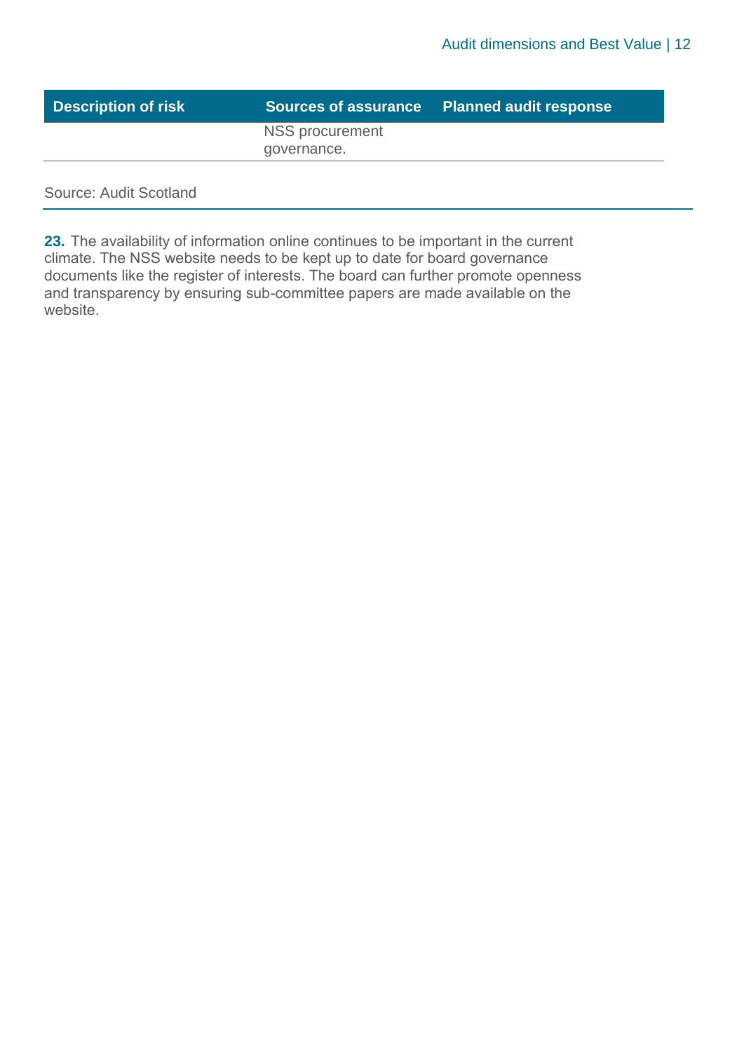| Description of risk | Sources of assurance | Planned audit response |
|---|---|---|
| | NSS procurement governance. | |

Source: Audit Scotland

**23.** The availability of information online continues to be important in the current climate. The NSS website needs to be kept up to date for board governance documents like the register of interests. The board can further promote openness and transparency by ensuring sub-committee papers are made available on the website.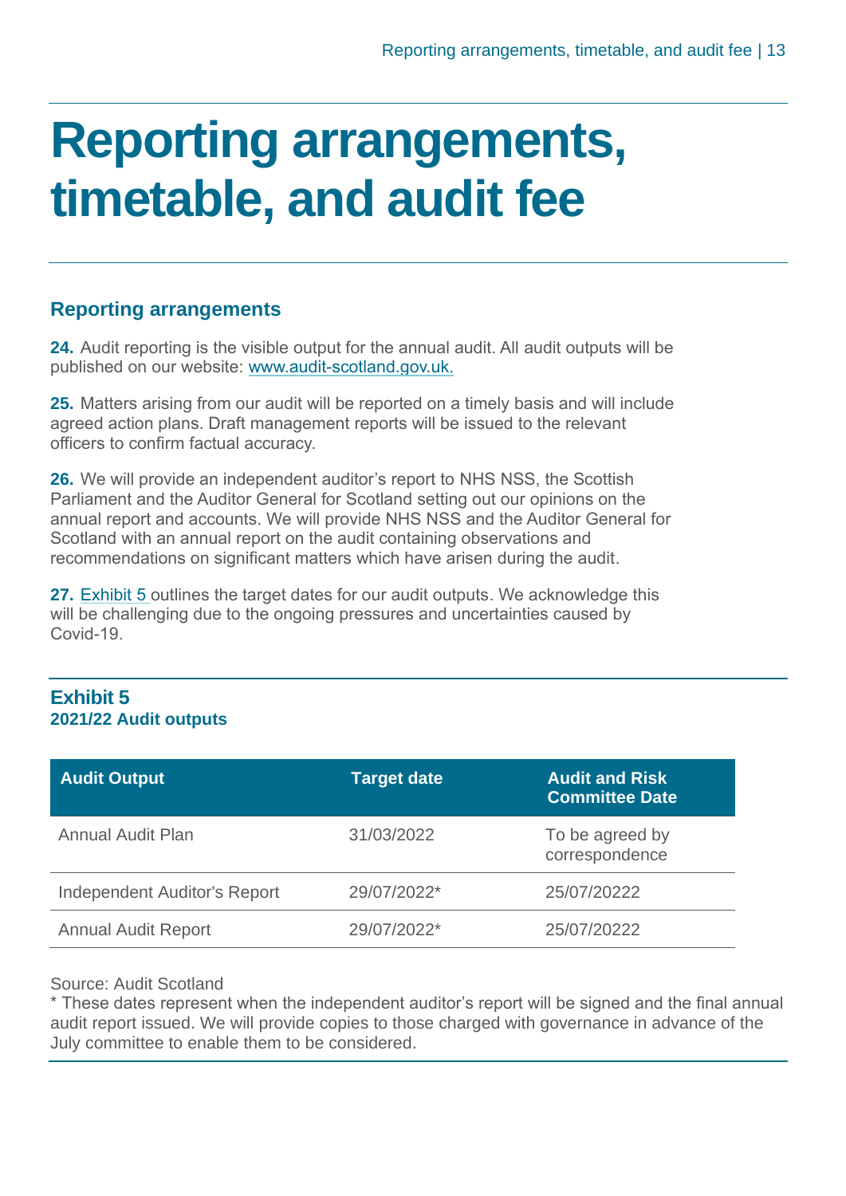# Reporting arrangements, timetable, and audit fee

## Reporting arrangements

**24.** Audit reporting is the visible output for the annual audit. All audit outputs will be published on our website: www.audit-scotland.gov.uk.

**25.** Matters arising from our audit will be reported on a timely basis and will include agreed action plans. Draft management reports will be issued to the relevant officers to confirm factual accuracy.

**26.** We will provide an independent auditor's report to NHS NSS, the Scottish Parliament and the Auditor General for Scotland setting out our opinions on the annual report and accounts. We will provide NHS NSS and the Auditor General for Scotland with an annual report on the audit containing observations and recommendations on significant matters which have arisen during the audit.

**27.** Exhibit 5 outlines the target dates for our audit outputs. We acknowledge this will be challenging due to the ongoing pressures and uncertainties caused by Covid-19.

**Exhibit 5**
**2021/22 Audit outputs**

| Audit Output | Target date | Audit and Risk Committee Date |
| --- | --- | --- |
| Annual Audit Plan | 31/03/2022 | To be agreed by correspondence |
| Independent Auditor's Report | 29/07/2022* | 25/07/20222 |
| Annual Audit Report | 29/07/2022* | 25/07/20222 |

Source: Audit Scotland

* These dates represent when the independent auditor's report will be signed and the final annual audit report issued. We will provide copies to those charged with governance in advance of the July committee to enable them to be considered.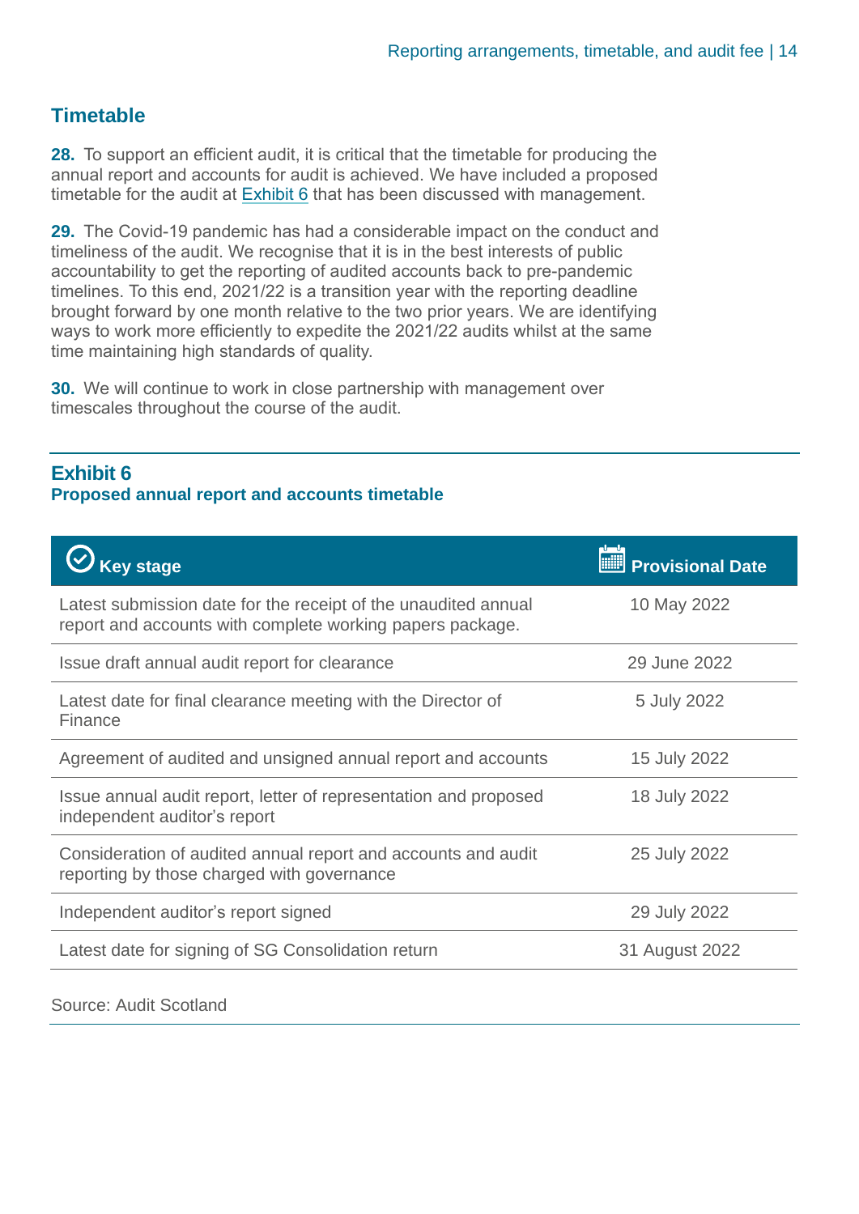## Timetable

**28.** To support an efficient audit, it is critical that the timetable for producing the annual report and accounts for audit is achieved. We have included a proposed timetable for the audit at Exhibit 6 that has been discussed with management.

**29.** The Covid-19 pandemic has had a considerable impact on the conduct and timeliness of the audit. We recognise that it is in the best interests of public accountability to get the reporting of audited accounts back to pre-pandemic timelines. To this end, 2021/22 is a transition year with the reporting deadline brought forward by one month relative to the two prior years. We are identifying ways to work more efficiently to expedite the 2021/22 audits whilst at the same time maintaining high standards of quality.

**30.** We will continue to work in close partnership with management over timescales throughout the course of the audit.

### Exhibit 6
**Proposed annual report and accounts timetable**

| Key stage | Provisional Date |
|---|---|
| Latest submission date for the receipt of the unaudited annual report and accounts with complete working papers package. | 10 May 2022 |
| Issue draft annual audit report for clearance | 29 June 2022 |
| Latest date for final clearance meeting with the Director of Finance | 5 July 2022 |
| Agreement of audited and unsigned annual report and accounts | 15 July 2022 |
| Issue annual audit report, letter of representation and proposed independent auditor's report | 18 July 2022 |
| Consideration of audited annual report and accounts and audit reporting by those charged with governance | 25 July 2022 |
| Independent auditor's report signed | 29 July 2022 |
| Latest date for signing of SG Consolidation return | 31 August 2022 |

Source: Audit Scotland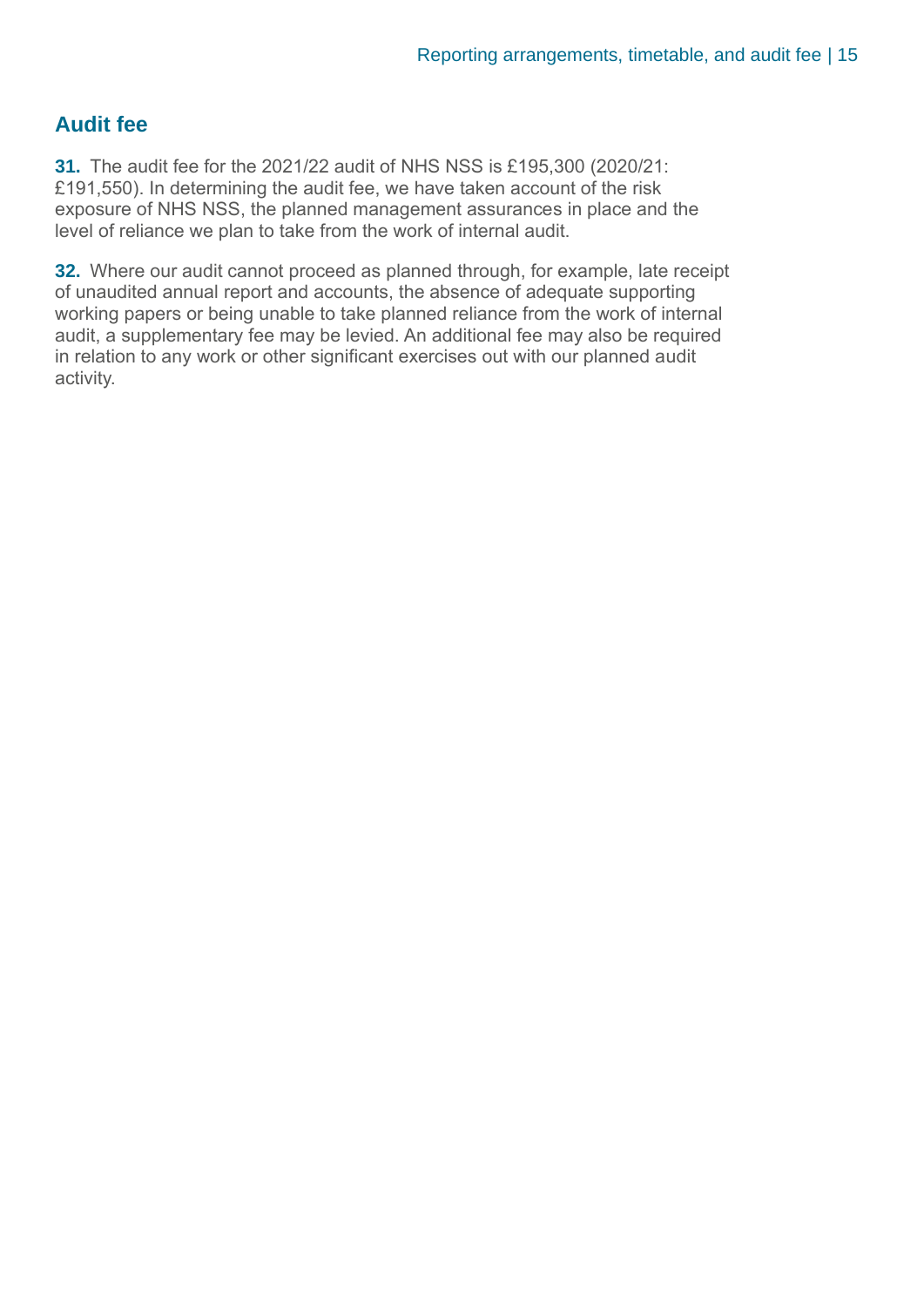## Audit fee

**31.** The audit fee for the 2021/22 audit of NHS NSS is £195,300 (2020/21: £191,550). In determining the audit fee, we have taken account of the risk exposure of NHS NSS, the planned management assurances in place and the level of reliance we plan to take from the work of internal audit.

**32.** Where our audit cannot proceed as planned through, for example, late receipt of unaudited annual report and accounts, the absence of adequate supporting working papers or being unable to take planned reliance from the work of internal audit, a supplementary fee may be levied. An additional fee may also be required in relation to any work or other significant exercises out with our planned audit activity.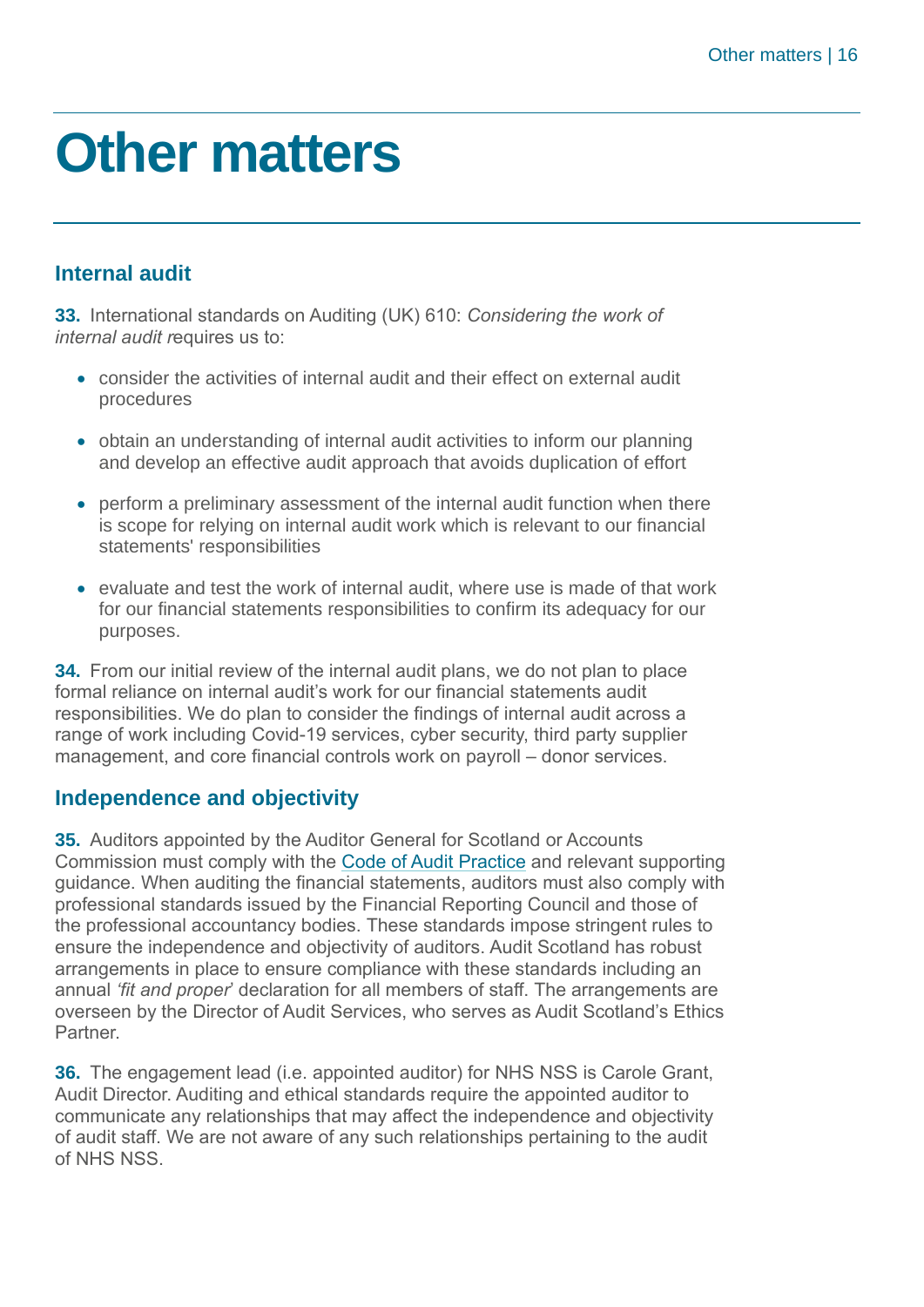# Other matters

## Internal audit

**33.** International standards on Auditing (UK) 610: *Considering the work of internal audit r*equires us to:

- consider the activities of internal audit and their effect on external audit procedures
- obtain an understanding of internal audit activities to inform our planning and develop an effective audit approach that avoids duplication of effort
- perform a preliminary assessment of the internal audit function when there is scope for relying on internal audit work which is relevant to our financial statements' responsibilities
- evaluate and test the work of internal audit, where use is made of that work for our financial statements responsibilities to confirm its adequacy for our purposes.

**34.** From our initial review of the internal audit plans, we do not plan to place formal reliance on internal audit's work for our financial statements audit responsibilities. We do plan to consider the findings of internal audit across a range of work including Covid-19 services, cyber security, third party supplier management, and core financial controls work on payroll – donor services.

## Independence and objectivity

**35.** Auditors appointed by the Auditor General for Scotland or Accounts Commission must comply with the Code of Audit Practice and relevant supporting guidance. When auditing the financial statements, auditors must also comply with professional standards issued by the Financial Reporting Council and those of the professional accountancy bodies. These standards impose stringent rules to ensure the independence and objectivity of auditors. Audit Scotland has robust arrangements in place to ensure compliance with these standards including an annual *'fit and proper*' declaration for all members of staff. The arrangements are overseen by the Director of Audit Services, who serves as Audit Scotland's Ethics Partner.

**36.** The engagement lead (i.e. appointed auditor) for NHS NSS is Carole Grant, Audit Director. Auditing and ethical standards require the appointed auditor to communicate any relationships that may affect the independence and objectivity of audit staff. We are not aware of any such relationships pertaining to the audit of NHS NSS.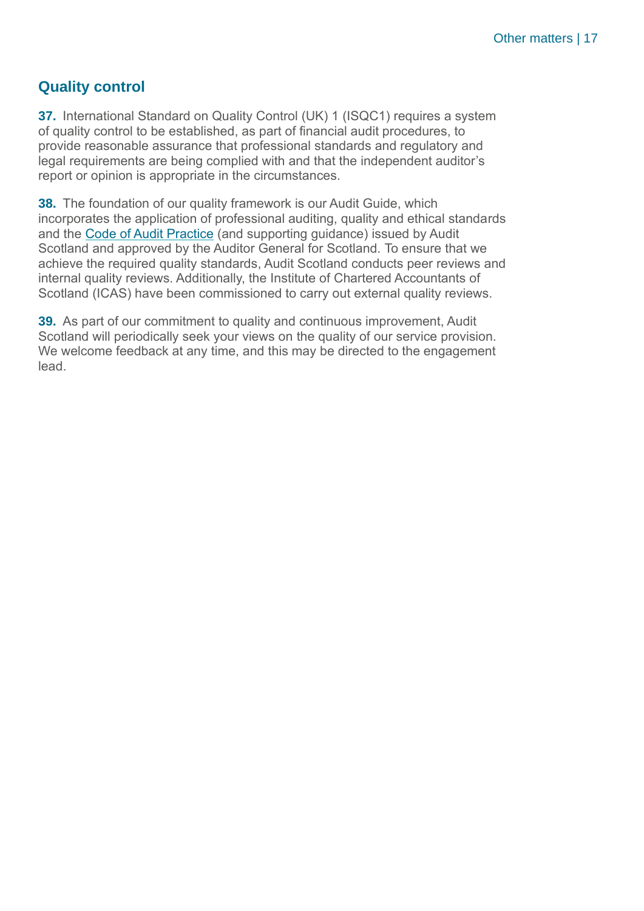## Quality control

**37.** International Standard on Quality Control (UK) 1 (ISQC1) requires a system of quality control to be established, as part of financial audit procedures, to provide reasonable assurance that professional standards and regulatory and legal requirements are being complied with and that the independent auditor's report or opinion is appropriate in the circumstances.

**38.** The foundation of our quality framework is our Audit Guide, which incorporates the application of professional auditing, quality and ethical standards and the Code of Audit Practice (and supporting guidance) issued by Audit Scotland and approved by the Auditor General for Scotland. To ensure that we achieve the required quality standards, Audit Scotland conducts peer reviews and internal quality reviews. Additionally, the Institute of Chartered Accountants of Scotland (ICAS) have been commissioned to carry out external quality reviews.

**39.** As part of our commitment to quality and continuous improvement, Audit Scotland will periodically seek your views on the quality of our service provision. We welcome feedback at any time, and this may be directed to the engagement lead.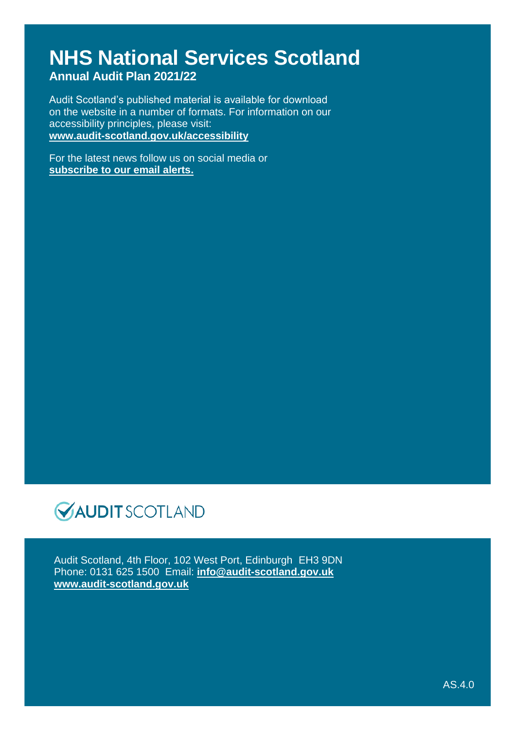# NHS National Services Scotland

**Annual Audit Plan 2021/22**

Audit Scotland's published material is available for download on the website in a number of formats. For information on our accessibility principles, please visit: **www.audit-scotland.gov.uk/accessibility**

For the latest news follow us on social media or **subscribe to our email alerts.**

AUDIT SCOTLAND

Audit Scotland, 4th Floor, 102 West Port, Edinburgh EH3 9DN
Phone: 0131 625 1500 Email: **info@audit-scotland.gov.uk**
**www.audit-scotland.gov.uk**

AS.4.0